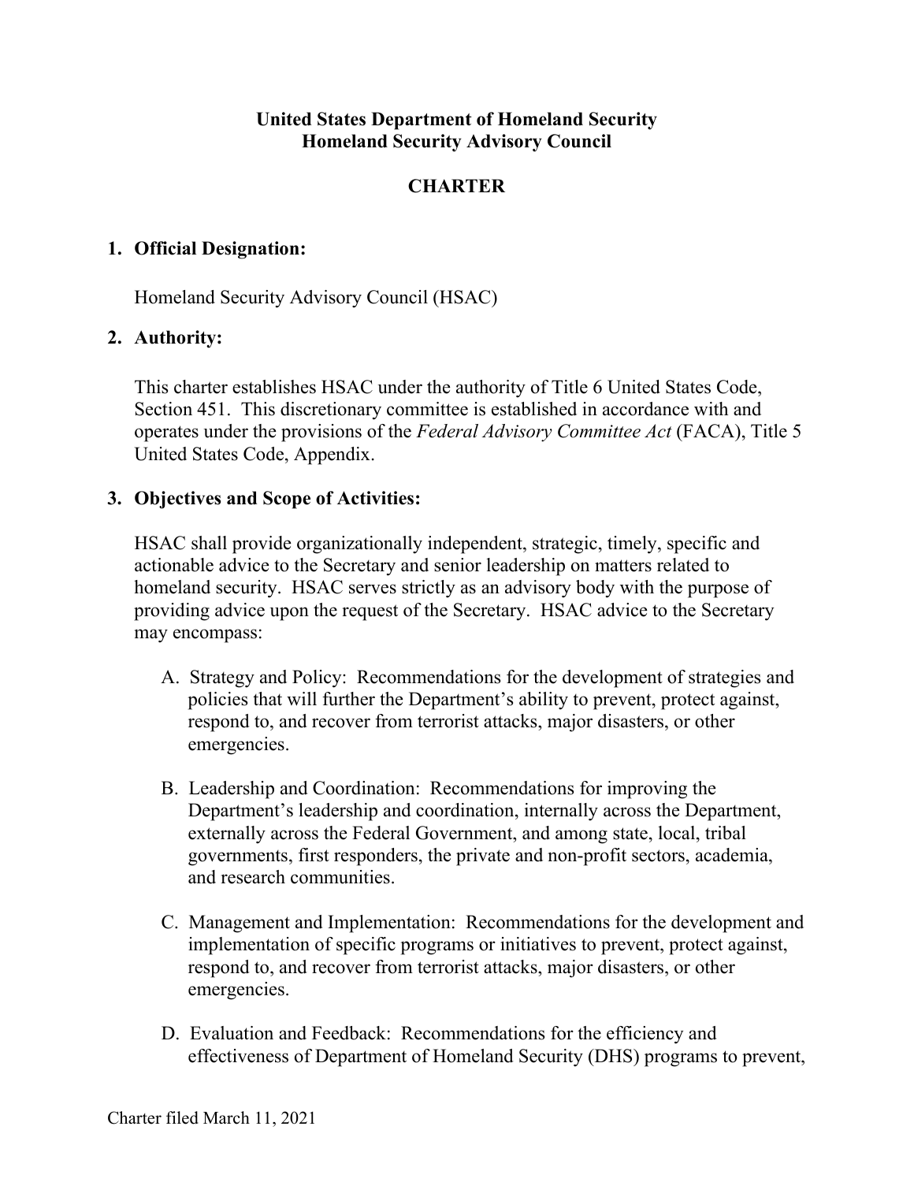# United States Department of Homeland Security
# Homeland Security Advisory Council

## CHARTER

1. **Official Designation:**

   Homeland Security Advisory Council (HSAC)

2. **Authority:**

   This charter establishes HSAC under the authority of Title 6 United States Code, Section 451. This discretionary committee is established in accordance with and operates under the provisions of the *Federal Advisory Committee Act* (FACA), Title 5 United States Code, Appendix.

3. **Objectives and Scope of Activities:**

   HSAC shall provide organizationally independent, strategic, timely, specific and actionable advice to the Secretary and senior leadership on matters related to homeland security. HSAC serves strictly as an advisory body with the purpose of providing advice upon the request of the Secretary. HSAC advice to the Secretary may encompass:

   A. Strategy and Policy: Recommendations for the development of strategies and policies that will further the Department's ability to prevent, protect against, respond to, and recover from terrorist attacks, major disasters, or other emergencies.

   B. Leadership and Coordination: Recommendations for improving the Department's leadership and coordination, internally across the Department, externally across the Federal Government, and among state, local, tribal governments, first responders, the private and non-profit sectors, academia, and research communities.

   C. Management and Implementation: Recommendations for the development and implementation of specific programs or initiatives to prevent, protect against, respond to, and recover from terrorist attacks, major disasters, or other emergencies.

   D. Evaluation and Feedback: Recommendations for the efficiency and effectiveness of Department of Homeland Security (DHS) programs to prevent,

Charter filed March 11, 2021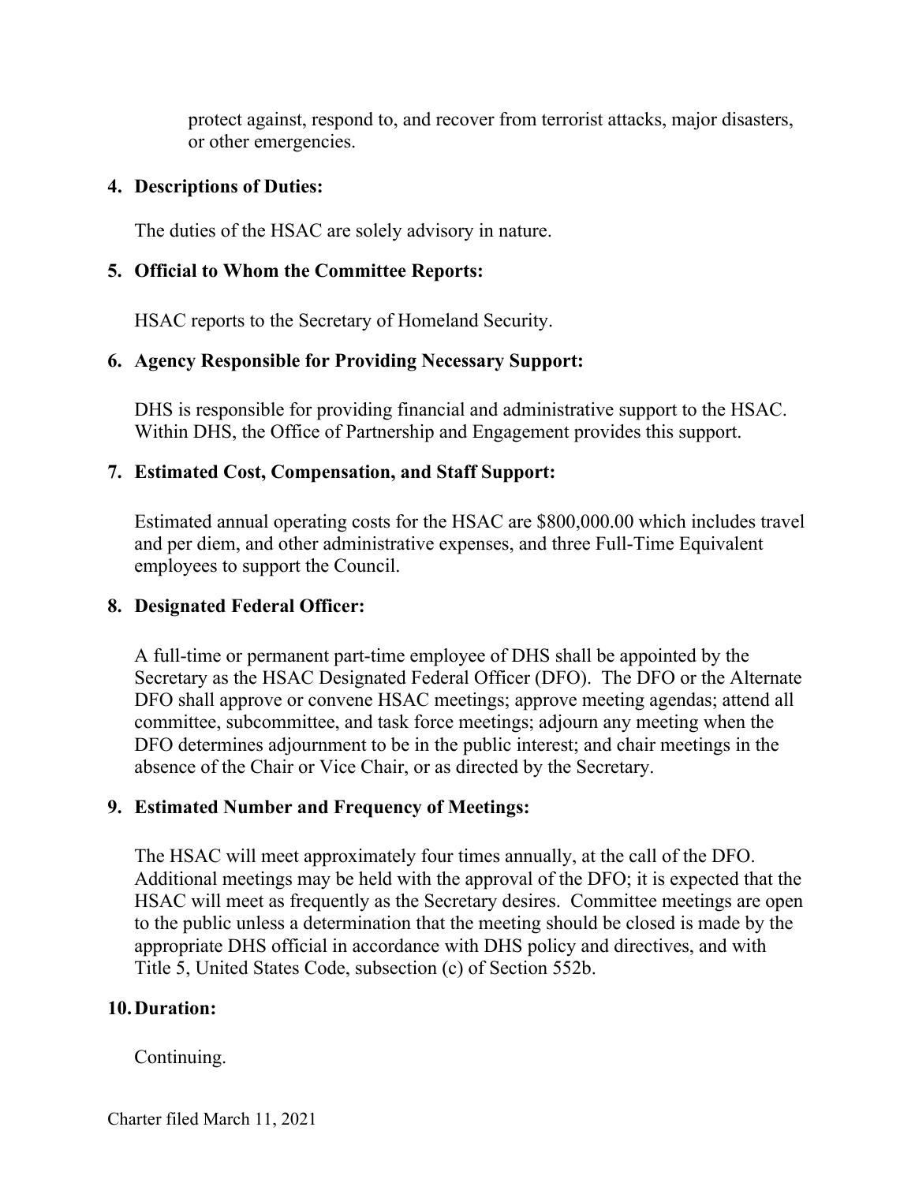protect against, respond to, and recover from terrorist attacks, major disasters, or other emergencies.

**4. Descriptions of Duties:**

The duties of the HSAC are solely advisory in nature.

**5. Official to Whom the Committee Reports:**

HSAC reports to the Secretary of Homeland Security.

**6. Agency Responsible for Providing Necessary Support:**

DHS is responsible for providing financial and administrative support to the HSAC. Within DHS, the Office of Partnership and Engagement provides this support.

**7. Estimated Cost, Compensation, and Staff Support:**

Estimated annual operating costs for the HSAC are $800,000.00 which includes travel and per diem, and other administrative expenses, and three Full-Time Equivalent employees to support the Council.

**8. Designated Federal Officer:**

A full-time or permanent part-time employee of DHS shall be appointed by the Secretary as the HSAC Designated Federal Officer (DFO). The DFO or the Alternate DFO shall approve or convene HSAC meetings; approve meeting agendas; attend all committee, subcommittee, and task force meetings; adjourn any meeting when the DFO determines adjournment to be in the public interest; and chair meetings in the absence of the Chair or Vice Chair, or as directed by the Secretary.

**9. Estimated Number and Frequency of Meetings:**

The HSAC will meet approximately four times annually, at the call of the DFO. Additional meetings may be held with the approval of the DFO; it is expected that the HSAC will meet as frequently as the Secretary desires. Committee meetings are open to the public unless a determination that the meeting should be closed is made by the appropriate DHS official in accordance with DHS policy and directives, and with Title 5, United States Code, subsection (c) of Section 552b.

**10. Duration:**

Continuing.

Charter filed March 11, 2021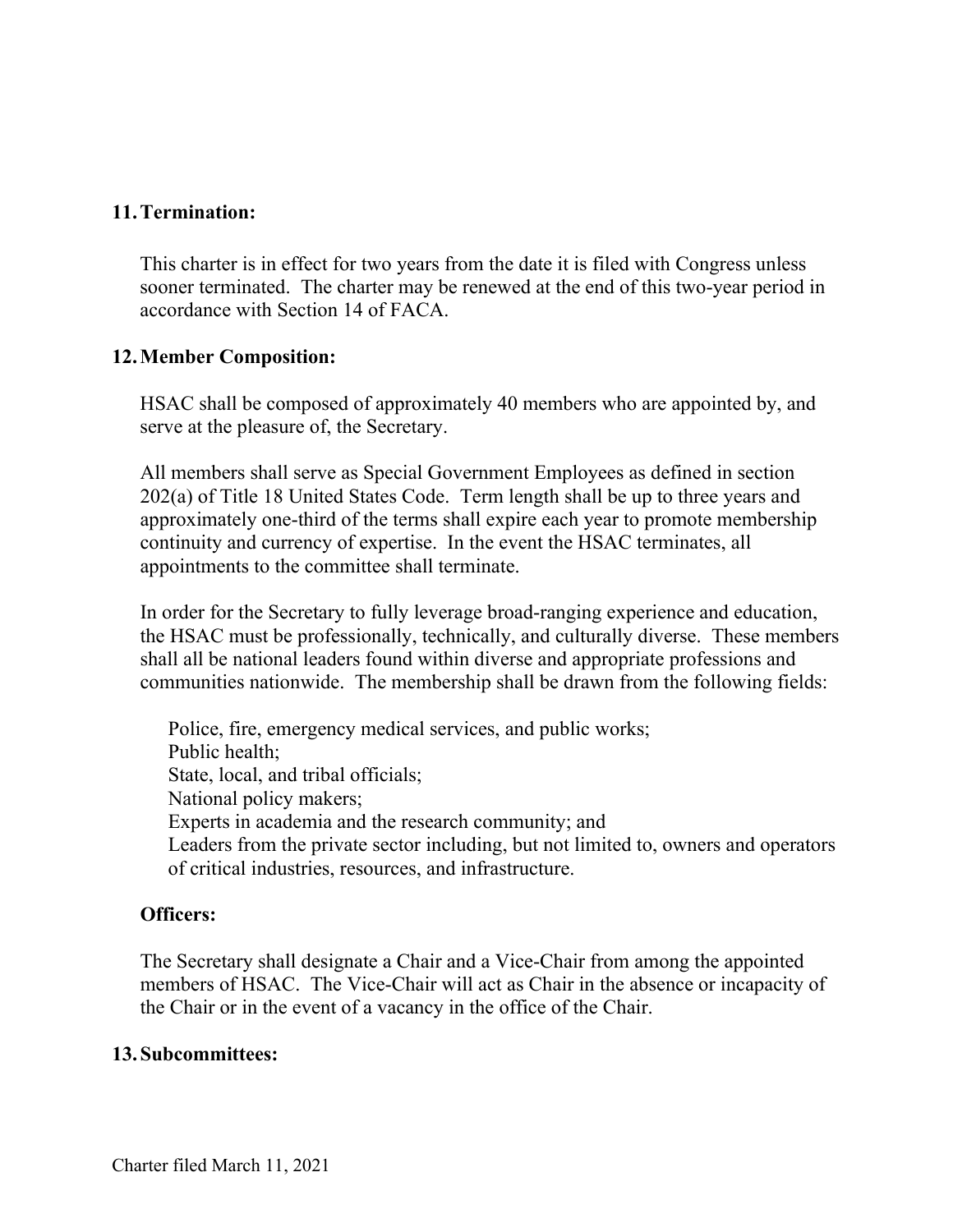## 11. Termination:

This charter is in effect for two years from the date it is filed with Congress unless sooner terminated. The charter may be renewed at the end of this two-year period in accordance with Section 14 of FACA.

## 12. Member Composition:

HSAC shall be composed of approximately 40 members who are appointed by, and serve at the pleasure of, the Secretary.

All members shall serve as Special Government Employees as defined in section 202(a) of Title 18 United States Code. Term length shall be up to three years and approximately one-third of the terms shall expire each year to promote membership continuity and currency of expertise. In the event the HSAC terminates, all appointments to the committee shall terminate.

In order for the Secretary to fully leverage broad-ranging experience and education, the HSAC must be professionally, technically, and culturally diverse. These members shall all be national leaders found within diverse and appropriate professions and communities nationwide. The membership shall be drawn from the following fields:

- Police, fire, emergency medical services, and public works;
- Public health;
- State, local, and tribal officials;
- National policy makers;
- Experts in academia and the research community; and
- Leaders from the private sector including, but not limited to, owners and operators of critical industries, resources, and infrastructure.

### Officers:

The Secretary shall designate a Chair and a Vice-Chair from among the appointed members of HSAC. The Vice-Chair will act as Chair in the absence or incapacity of the Chair or in the event of a vacancy in the office of the Chair.

## 13. Subcommittees:

Charter filed March 11, 2021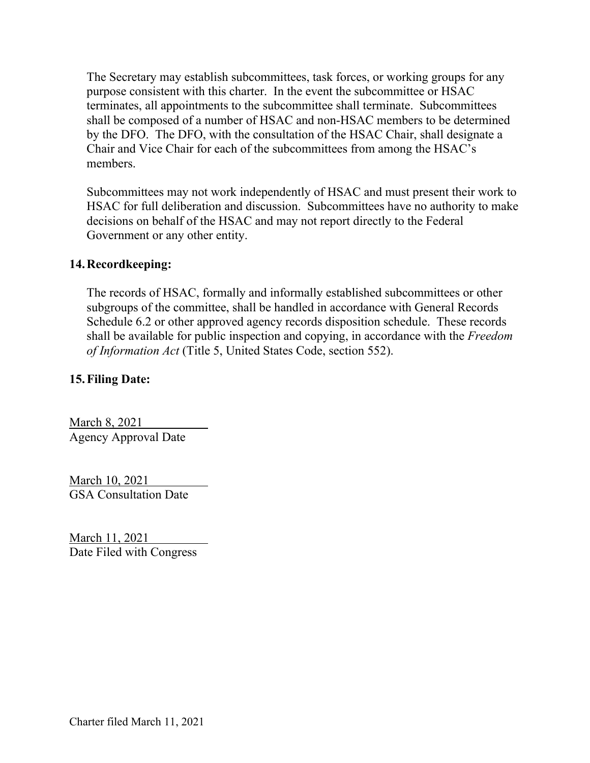The Secretary may establish subcommittees, task forces, or working groups for any purpose consistent with this charter. In the event the subcommittee or HSAC terminates, all appointments to the subcommittee shall terminate. Subcommittees shall be composed of a number of HSAC and non-HSAC members to be determined by the DFO. The DFO, with the consultation of the HSAC Chair, shall designate a Chair and Vice Chair for each of the subcommittees from among the HSAC's members.

Subcommittees may not work independently of HSAC and must present their work to HSAC for full deliberation and discussion. Subcommittees have no authority to make decisions on behalf of the HSAC and may not report directly to the Federal Government or any other entity.

**14. Recordkeeping:**

The records of HSAC, formally and informally established subcommittees or other subgroups of the committee, shall be handled in accordance with General Records Schedule 6.2 or other approved agency records disposition schedule. These records shall be available for public inspection and copying, in accordance with the *Freedom of Information Act* (Title 5, United States Code, section 552).

**15. Filing Date:**

March 8, 2021
Agency Approval Date

March 10, 2021
GSA Consultation Date

March 11, 2021
Date Filed with Congress

Charter filed March 11, 2021